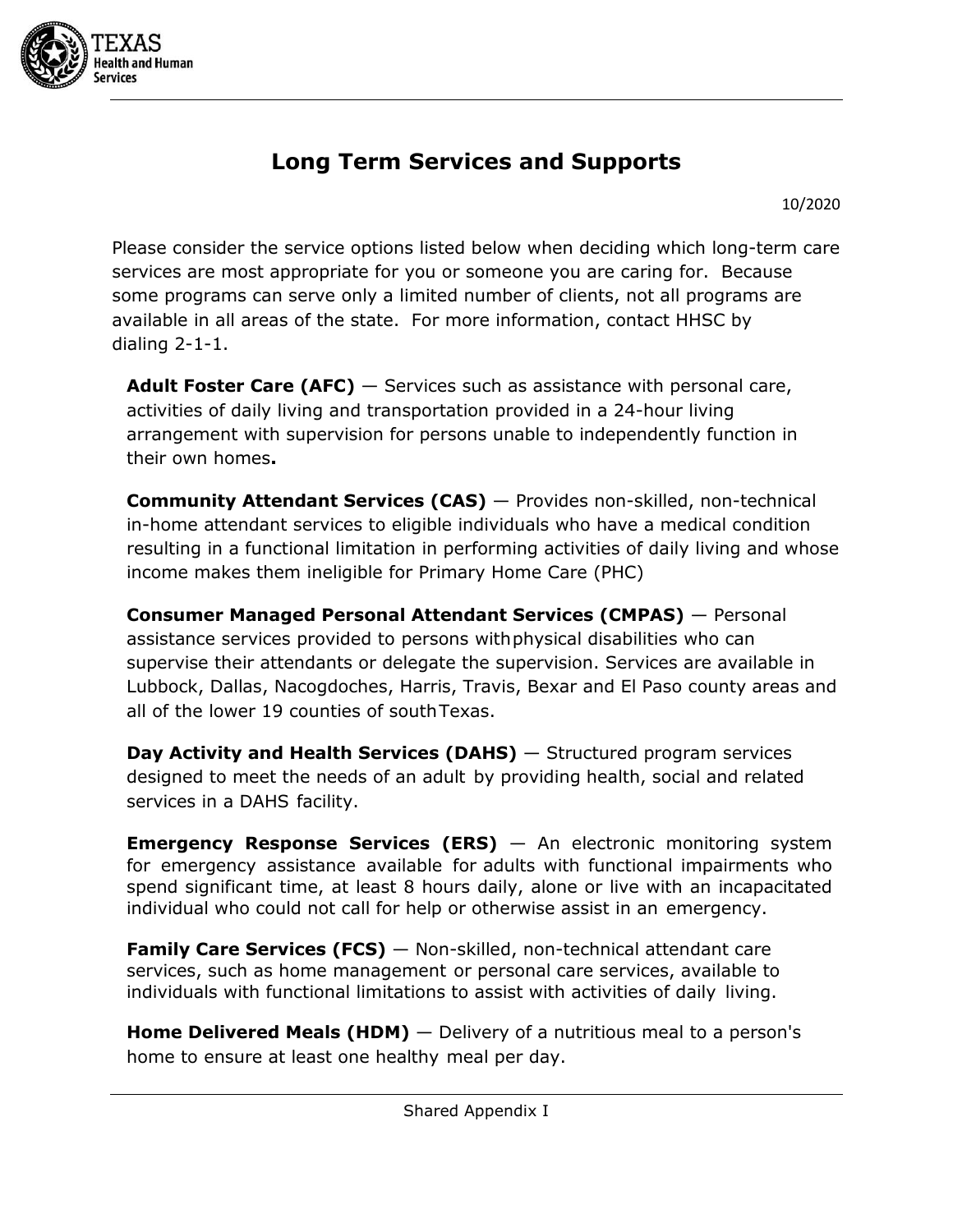# Long Term Services and Supports

10/2020

Please consider the service options listed below when deciding which long-term care services are most appropriate for you or someone you are caring for. Because some programs can serve only a limited number of clients, not all programs are available in all areas of the state. For more information, contact HHSC by dialing 2-1-1.

**Adult Foster Care (AFC)** — Services such as assistance with personal care, activities of daily living and transportation provided in a 24-hour living arrangement with supervision for persons unable to independently function in their own homes**.**

**Community Attendant Services (CAS)** — Provides non-skilled, non-technical in-home attendant services to eligible individuals who have a medical condition resulting in a functional limitation in performing activities of daily living and whose income makes them ineligible for Primary Home Care (PHC)

**Consumer Managed Personal Attendant Services (CMPAS)** — Personal assistance services provided to persons with physical disabilities who can supervise their attendants or delegate the supervision. Services are available in Lubbock, Dallas, Nacogdoches, Harris, Travis, Bexar and El Paso county areas and all of the lower 19 counties of south Texas.

**Day Activity and Health Services (DAHS)** — Structured program services designed to meet the needs of an adult by providing health, social and related services in a DAHS facility.

**Emergency Response Services (ERS)** — An electronic monitoring system for emergency assistance available for adults with functional impairments who spend significant time, at least 8 hours daily, alone or live with an incapacitated individual who could not call for help or otherwise assist in an emergency.

**Family Care Services (FCS)** — Non-skilled, non-technical attendant care services, such as home management or personal care services, available to individuals with functional limitations to assist with activities of daily living.

**Home Delivered Meals (HDM)** — Delivery of a nutritious meal to a person's home to ensure at least one healthy meal per day.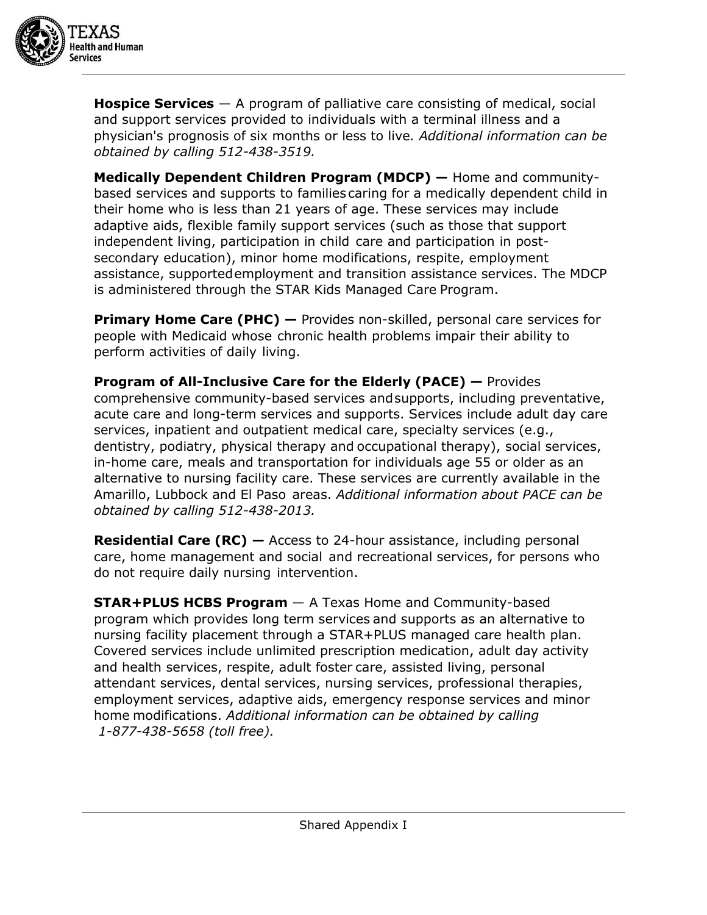**Hospice Services** — A program of palliative care consisting of medical, social and support services provided to individuals with a terminal illness and a physician's prognosis of six months or less to live*. Additional information can be obtained by calling 512-438-3519.*

**Medically Dependent Children Program (MDCP) —** Home and community-based services and supports to families caring for a medically dependent child in their home who is less than 21 years of age. These services may include adaptive aids, flexible family support services (such as those that support independent living, participation in child care and participation in post-secondary education), minor home modifications, respite, employment assistance, supported employment and transition assistance services. The MDCP is administered through the STAR Kids Managed Care Program.

**Primary Home Care (PHC) —** Provides non-skilled, personal care services for people with Medicaid whose chronic health problems impair their ability to perform activities of daily living.

**Program of All-Inclusive Care for the Elderly (PACE) —** Provides comprehensive community-based services and supports, including preventative, acute care and long-term services and supports. Services include adult day care services, inpatient and outpatient medical care, specialty services (e.g., dentistry, podiatry, physical therapy and occupational therapy), social services, in-home care, meals and transportation for individuals age 55 or older as an alternative to nursing facility care. These services are currently available in the Amarillo, Lubbock and El Paso areas. *Additional information about PACE can be obtained by calling 512-438-2013.*

**Residential Care (RC) —** Access to 24-hour assistance, including personal care, home management and social and recreational services, for persons who do not require daily nursing intervention.

**STAR+PLUS HCBS Program** — A Texas Home and Community-based program which provides long term services and supports as an alternative to nursing facility placement through a STAR+PLUS managed care health plan. Covered services include unlimited prescription medication, adult day activity and health services, respite, adult foster care, assisted living, personal attendant services, dental services, nursing services, professional therapies, employment services, adaptive aids, emergency response services and minor home modifications. *Additional information can be obtained by calling 1-877-438-5658 (toll free).*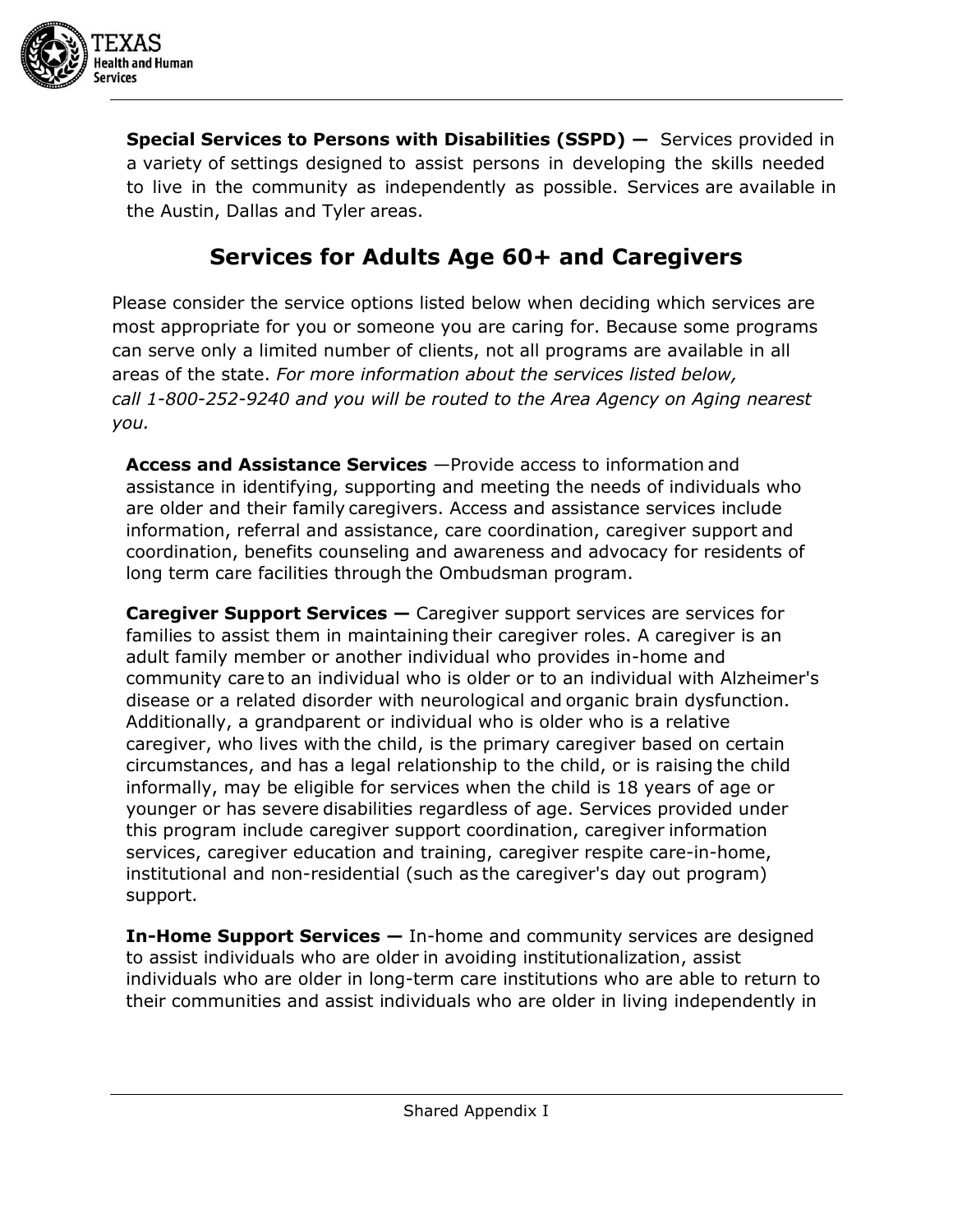**Special Services to Persons with Disabilities (SSPD) —** Services provided in a variety of settings designed to assist persons in developing the skills needed to live in the community as independently as possible. Services are available in the Austin, Dallas and Tyler areas.

## Services for Adults Age 60+ and Caregivers

Please consider the service options listed below when deciding which services are most appropriate for you or someone you are caring for. Because some programs can serve only a limited number of clients, not all programs are available in all areas of the state. *For more information about the services listed below, call 1-800-252-9240 and you will be routed to the Area Agency on Aging nearest you.*

**Access and Assistance Services** —Provide access to information and assistance in identifying, supporting and meeting the needs of individuals who are older and their family caregivers. Access and assistance services include information, referral and assistance, care coordination, caregiver support and coordination, benefits counseling and awareness and advocacy for residents of long term care facilities through the Ombudsman program.

**Caregiver Support Services —** Caregiver support services are services for families to assist them in maintaining their caregiver roles. A caregiver is an adult family member or another individual who provides in-home and community care to an individual who is older or to an individual with Alzheimer's disease or a related disorder with neurological and organic brain dysfunction. Additionally, a grandparent or individual who is older who is a relative caregiver, who lives with the child, is the primary caregiver based on certain circumstances, and has a legal relationship to the child, or is raising the child informally, may be eligible for services when the child is 18 years of age or younger or has severe disabilities regardless of age. Services provided under this program include caregiver support coordination, caregiver information services, caregiver education and training, caregiver respite care-in-home, institutional and non-residential (such as the caregiver's day out program) support.

**In-Home Support Services —** In-home and community services are designed to assist individuals who are older in avoiding institutionalization, assist individuals who are older in long-term care institutions who are able to return to their communities and assist individuals who are older in living independently in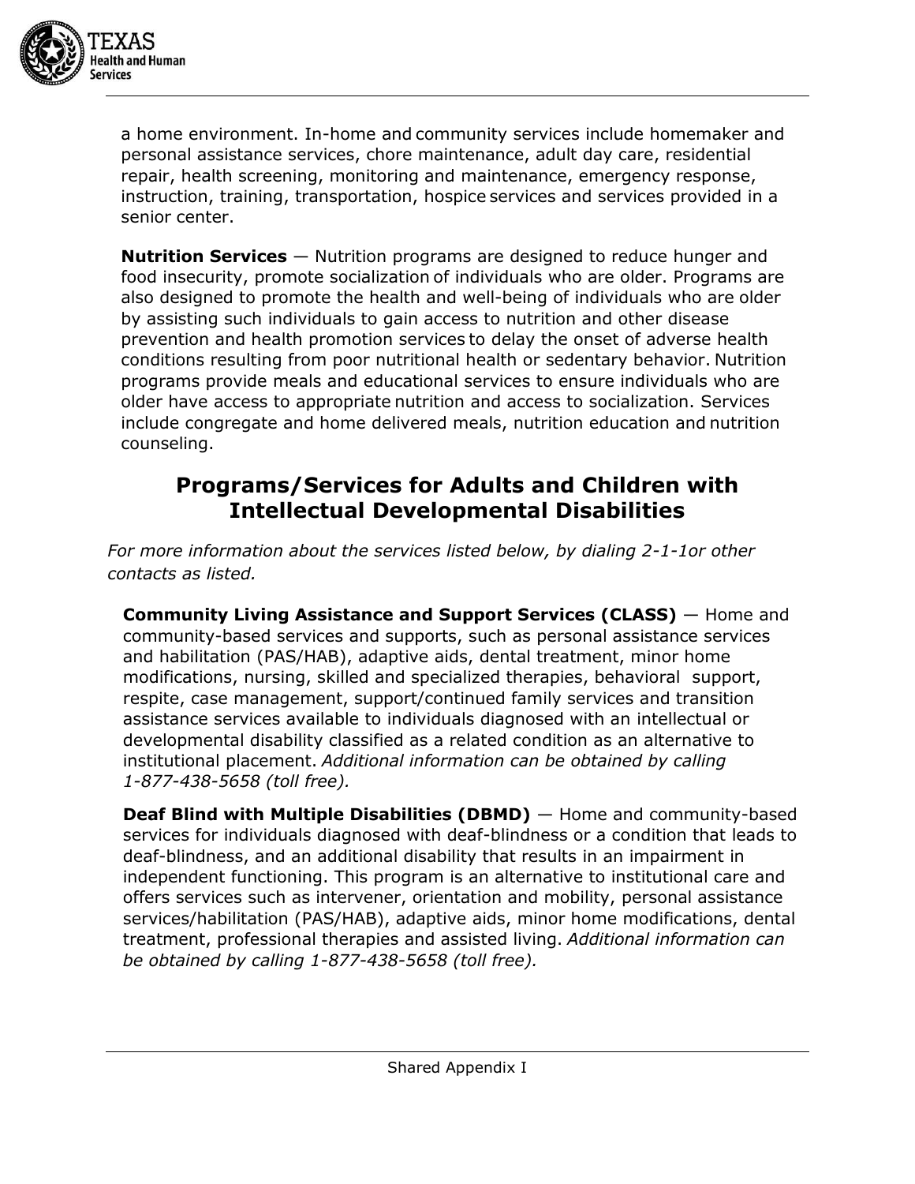a home environment. In-home and community services include homemaker and personal assistance services, chore maintenance, adult day care, residential repair, health screening, monitoring and maintenance, emergency response, instruction, training, transportation, hospice services and services provided in a senior center.

**Nutrition Services** — Nutrition programs are designed to reduce hunger and food insecurity, promote socialization of individuals who are older. Programs are also designed to promote the health and well-being of individuals who are older by assisting such individuals to gain access to nutrition and other disease prevention and health promotion services to delay the onset of adverse health conditions resulting from poor nutritional health or sedentary behavior. Nutrition programs provide meals and educational services to ensure individuals who are older have access to appropriate nutrition and access to socialization. Services include congregate and home delivered meals, nutrition education and nutrition counseling.

## Programs/Services for Adults and Children with Intellectual Developmental Disabilities

*For more information about the services listed below, by dialing 2-1-1or other contacts as listed.*

**Community Living Assistance and Support Services (CLASS)** — Home and community-based services and supports, such as personal assistance services and habilitation (PAS/HAB), adaptive aids, dental treatment, minor home modifications, nursing, skilled and specialized therapies, behavioral support, respite, case management, support/continued family services and transition assistance services available to individuals diagnosed with an intellectual or developmental disability classified as a related condition as an alternative to institutional placement. *Additional information can be obtained by calling 1-877-438-5658 (toll free).*

**Deaf Blind with Multiple Disabilities (DBMD)** — Home and community-based services for individuals diagnosed with deaf-blindness or a condition that leads to deaf-blindness, and an additional disability that results in an impairment in independent functioning. This program is an alternative to institutional care and offers services such as intervener, orientation and mobility, personal assistance services/habilitation (PAS/HAB), adaptive aids, minor home modifications, dental treatment, professional therapies and assisted living. *Additional information can be obtained by calling 1-877-438-5658 (toll free).*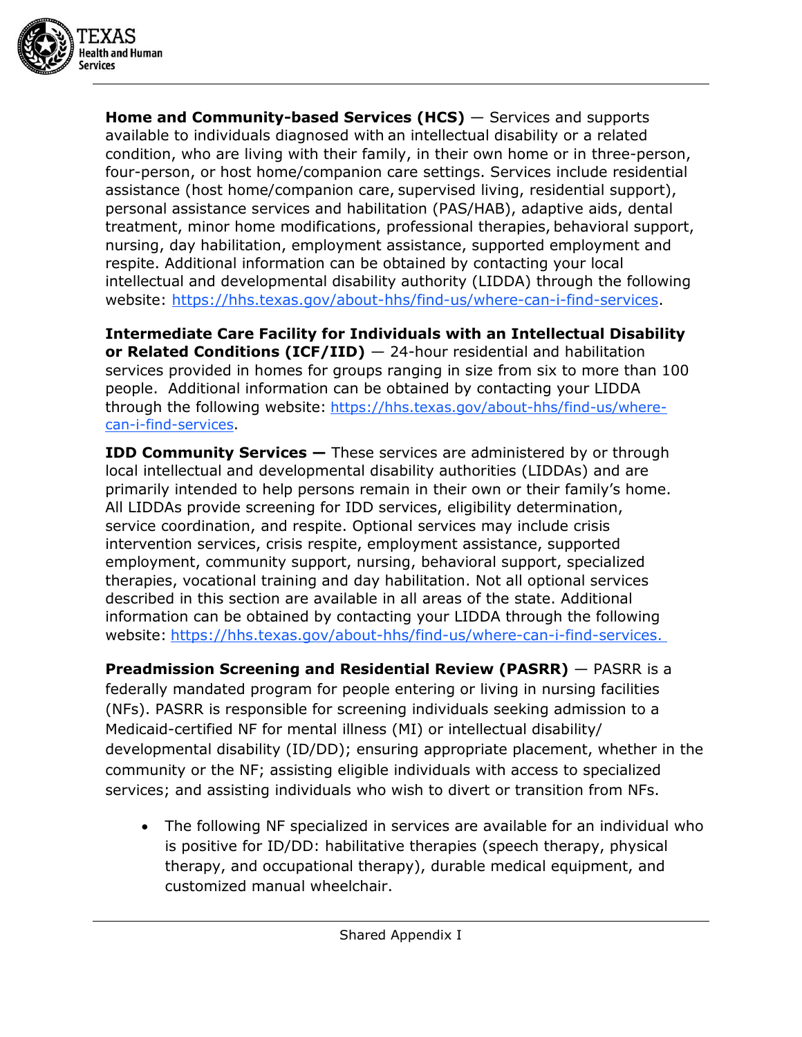**Home and Community-based Services (HCS)** — Services and supports available to individuals diagnosed with an intellectual disability or a related condition, who are living with their family, in their own home or in three-person, four-person, or host home/companion care settings. Services include residential assistance (host home/companion care, supervised living, residential support), personal assistance services and habilitation (PAS/HAB), adaptive aids, dental treatment, minor home modifications, professional therapies, behavioral support, nursing, day habilitation, employment assistance, supported employment and respite. Additional information can be obtained by contacting your local intellectual and developmental disability authority (LIDDA) through the following website: https://hhs.texas.gov/about-hhs/find-us/where-can-i-find-services.

**Intermediate Care Facility for Individuals with an Intellectual Disability or Related Conditions (ICF/IID)** — 24-hour residential and habilitation services provided in homes for groups ranging in size from six to more than 100 people. Additional information can be obtained by contacting your LIDDA through the following website: https://hhs.texas.gov/about-hhs/find-us/where-can-i-find-services.

**IDD Community Services —** These services are administered by or through local intellectual and developmental disability authorities (LIDDAs) and are primarily intended to help persons remain in their own or their family's home. All LIDDAs provide screening for IDD services, eligibility determination, service coordination, and respite. Optional services may include crisis intervention services, crisis respite, employment assistance, supported employment, community support, nursing, behavioral support, specialized therapies, vocational training and day habilitation. Not all optional services described in this section are available in all areas of the state. Additional information can be obtained by contacting your LIDDA through the following website: https://hhs.texas.gov/about-hhs/find-us/where-can-i-find-services.

**Preadmission Screening and Residential Review (PASRR)** — PASRR is a federally mandated program for people entering or living in nursing facilities (NFs). PASRR is responsible for screening individuals seeking admission to a Medicaid-certified NF for mental illness (MI) or intellectual disability/ developmental disability (ID/DD); ensuring appropriate placement, whether in the community or the NF; assisting eligible individuals with access to specialized services; and assisting individuals who wish to divert or transition from NFs.

- The following NF specialized in services are available for an individual who is positive for ID/DD: habilitative therapies (speech therapy, physical therapy, and occupational therapy), durable medical equipment, and customized manual wheelchair.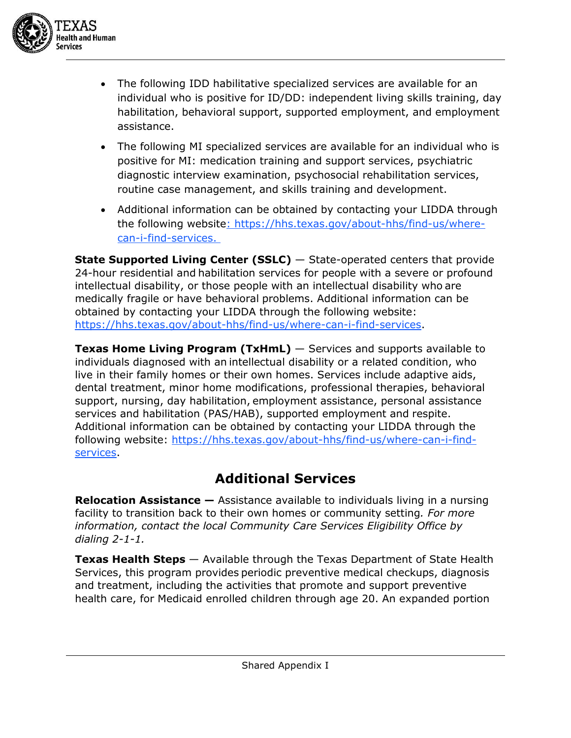- The following IDD habilitative specialized services are available for an individual who is positive for ID/DD: independent living skills training, day habilitation, behavioral support, supported employment, and employment assistance.
- The following MI specialized services are available for an individual who is positive for MI: medication training and support services, psychiatric diagnostic interview examination, psychosocial rehabilitation services, routine case management, and skills training and development.
- Additional information can be obtained by contacting your LIDDA through the following website: https://hhs.texas.gov/about-hhs/find-us/where-can-i-find-services.

**State Supported Living Center (SSLC)** — State-operated centers that provide 24-hour residential and habilitation services for people with a severe or profound intellectual disability, or those people with an intellectual disability who are medically fragile or have behavioral problems. Additional information can be obtained by contacting your LIDDA through the following website: https://hhs.texas.gov/about-hhs/find-us/where-can-i-find-services.

**Texas Home Living Program (TxHmL)** — Services and supports available to individuals diagnosed with an intellectual disability or a related condition, who live in their family homes or their own homes. Services include adaptive aids, dental treatment, minor home modifications, professional therapies, behavioral support, nursing, day habilitation, employment assistance, personal assistance services and habilitation (PAS/HAB), supported employment and respite. Additional information can be obtained by contacting your LIDDA through the following website: https://hhs.texas.gov/about-hhs/find-us/where-can-i-find-services.

## Additional Services

**Relocation Assistance —** Assistance available to individuals living in a nursing facility to transition back to their own homes or community setting. *For more information, contact the local Community Care Services Eligibility Office by dialing 2-1-1.*

**Texas Health Steps** — Available through the Texas Department of State Health Services, this program provides periodic preventive medical checkups, diagnosis and treatment, including the activities that promote and support preventive health care, for Medicaid enrolled children through age 20. An expanded portion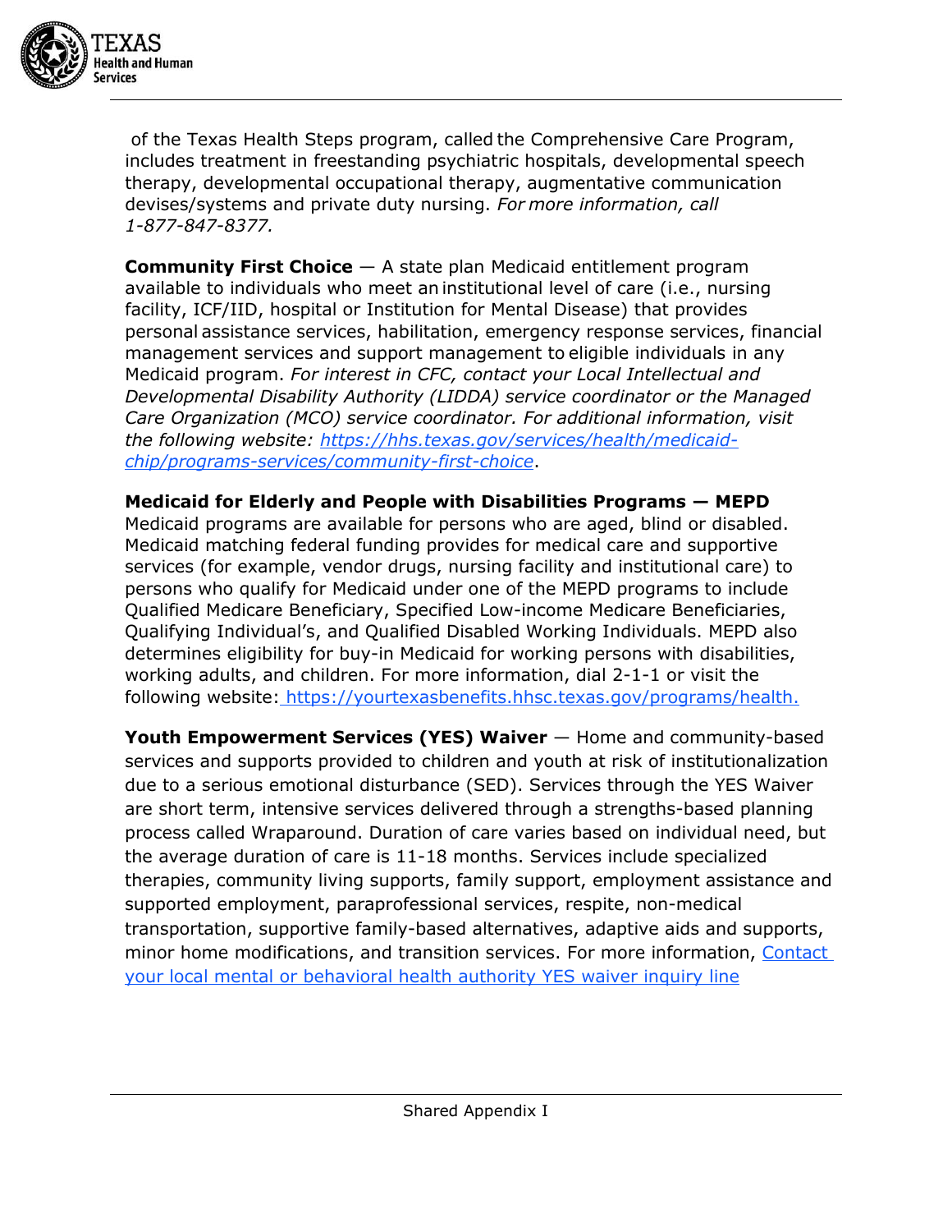of the Texas Health Steps program, called the Comprehensive Care Program, includes treatment in freestanding psychiatric hospitals, developmental speech therapy, developmental occupational therapy, augmentative communication devises/systems and private duty nursing. *For more information, call 1-877-847-8377.*

**Community First Choice** — A state plan Medicaid entitlement program available to individuals who meet an institutional level of care (i.e., nursing facility, ICF/IID, hospital or Institution for Mental Disease) that provides personal assistance services, habilitation, emergency response services, financial management services and support management to eligible individuals in any Medicaid program. *For interest in CFC, contact your Local Intellectual and Developmental Disability Authority (LIDDA) service coordinator or the Managed Care Organization (MCO) service coordinator. For additional information, visit the following website: https://hhs.texas.gov/services/health/medicaid-chip/programs-services/community-first-choice*.

**Medicaid for Elderly and People with Disabilities Programs — MEPD** Medicaid programs are available for persons who are aged, blind or disabled. Medicaid matching federal funding provides for medical care and supportive services (for example, vendor drugs, nursing facility and institutional care) to persons who qualify for Medicaid under one of the MEPD programs to include Qualified Medicare Beneficiary, Specified Low-income Medicare Beneficiaries, Qualifying Individual's, and Qualified Disabled Working Individuals. MEPD also determines eligibility for buy-in Medicaid for working persons with disabilities, working adults, and children. For more information, dial 2-1-1 or visit the following website: https://yourtexasbenefits.hhsc.texas.gov/programs/health.

**Youth Empowerment Services (YES) Waiver** — Home and community-based services and supports provided to children and youth at risk of institutionalization due to a serious emotional disturbance (SED). Services through the YES Waiver are short term, intensive services delivered through a strengths-based planning process called Wraparound. Duration of care varies based on individual need, but the average duration of care is 11-18 months. Services include specialized therapies, community living supports, family support, employment assistance and supported employment, paraprofessional services, respite, non-medical transportation, supportive family-based alternatives, adaptive aids and supports, minor home modifications, and transition services. For more information, Contact your local mental or behavioral health authority YES waiver inquiry line